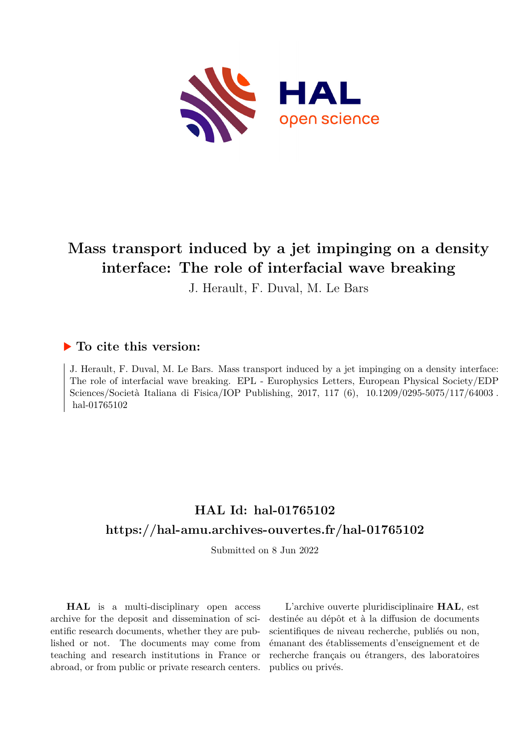# Mass transport induced by a jet impinging on a density interface: The role of interfacial wave breaking

J. Herault, F. Duval, M. Le Bars

## ▶ To cite this version:

J. Herault, F. Duval, M. Le Bars. Mass transport induced by a jet impinging on a density interface: The role of interfacial wave breaking. EPL - Europhysics Letters, European Physical Society/EDP Sciences/Società Italiana di Fisica/IOP Publishing, 2017, 117 (6), 10.1209/0295-5075/117/64003 . hal-01765102

## HAL Id: hal-01765102

## https://hal-amu.archives-ouvertes.fr/hal-01765102

Submitted on 8 Jun 2022

**HAL** is a multi-disciplinary open access archive for the deposit and dissemination of scientific research documents, whether they are published or not. The documents may come from teaching and research institutions in France or abroad, or from public or private research centers.

L'archive ouverte pluridisciplinaire **HAL**, est destinée au dépôt et à la diffusion de documents scientifiques de niveau recherche, publiés ou non, émanant des établissements d'enseignement et de recherche français ou étrangers, des laboratoires publics ou privés.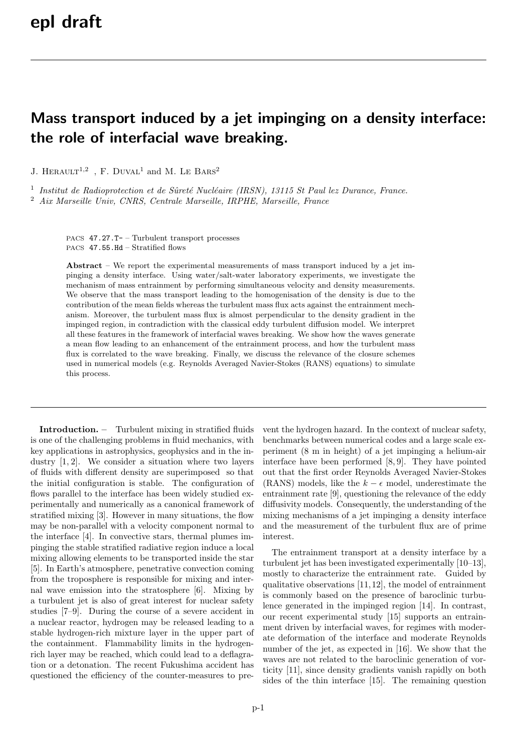# Mass transport induced by a jet impinging on a density interface: the role of interfacial wave breaking.

J. Herault[1,2] , F. Duval[1] and M. Le Bars[2]

[1] *Institut de Radioprotection et de Sûreté Nucléaire (IRSN), 13115 St Paul lez Durance, France.*
[2] *Aix Marseille Univ, CNRS, Centrale Marseille, IRPHE, Marseille, France*

PACS 47.27.T- – Turbulent transport processes
PACS 47.55.Hd – Stratified flows

**Abstract** – We report the experimental measurements of mass transport induced by a jet impinging a density interface. Using water/salt-water laboratory experiments, we investigate the mechanism of mass entrainment by performing simultaneous velocity and density measurements. We observe that the mass transport leading to the homogenisation of the density is due to the contribution of the mean fields whereas the turbulent mass flux acts against the entrainment mechanism. Moreover, the turbulent mass flux is almost perpendicular to the density gradient in the impinged region, in contradiction with the classical eddy turbulent diffusion model. We interpret all these features in the framework of interfacial waves breaking. We show how the waves generate a mean flow leading to an enhancement of the entrainment process, and how the turbulent mass flux is correlated to the wave breaking. Finally, we discuss the relevance of the closure schemes used in numerical models (e.g. Reynolds Averaged Navier-Stokes (RANS) equations) to simulate this process.

**Introduction.** – Turbulent mixing in stratified fluids is one of the challenging problems in fluid mechanics, with key applications in astrophysics, geophysics and in the industry [1, 2]. We consider a situation where two layers of fluids with different density are superimposed so that the initial configuration is stable. The configuration of flows parallel to the interface has been widely studied experimentally and numerically as a canonical framework of stratified mixing [3]. However in many situations, the flow may be non-parallel with a velocity component normal to the interface [4]. In convective stars, thermal plumes impinging the stable stratified radiative region induce a local mixing allowing elements to be transported inside the star [5]. In Earth's atmosphere, penetrative convection coming from the troposphere is responsible for mixing and internal wave emission into the stratosphere [6]. Mixing by a turbulent jet is also of great interest for nuclear safety studies [7–9]. During the course of a severe accident in a nuclear reactor, hydrogen may be released leading to a stable hydrogen-rich mixture layer in the upper part of the containment. Flammability limits in the hydrogen-rich layer may be reached, which could lead to a deflagration or a detonation. The recent Fukushima accident has questioned the efficiency of the counter-measures to prevent the hydrogen hazard. In the context of nuclear safety, benchmarks between numerical codes and a large scale experiment (8 m in height) of a jet impinging a helium-air interface have been performed [8, 9]. They have pointed out that the first order Reynolds Averaged Navier-Stokes (RANS) models, like the $k - \epsilon$ model, underestimate the entrainment rate [9], questioning the relevance of the eddy diffusivity models. Consequently, the understanding of the mixing mechanisms of a jet impinging a density interface and the measurement of the turbulent flux are of prime interest.

The entrainment transport at a density interface by a turbulent jet has been investigated experimentally [10–13], mostly to characterize the entrainment rate. Guided by qualitative observations [11, 12], the model of entrainment is commonly based on the presence of baroclinic turbulence generated in the impinged region [14]. In contrast, our recent experimental study [15] supports an entrainment driven by interfacial waves, for regimes with moderate deformation of the interface and moderate Reynolds number of the jet, as expected in [16]. We show that the waves are not related to the baroclinic generation of vorticity [11], since density gradients vanish rapidly on both sides of the thin interface [15]. The remaining question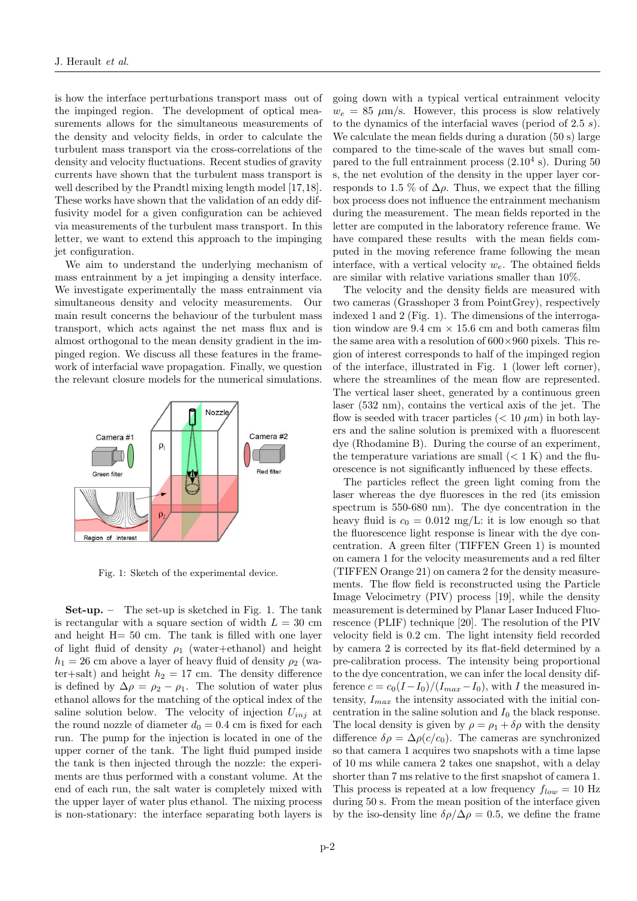is how the interface perturbations transport mass out of the impinged region. The development of optical measurements allows for the simultaneous measurements of the density and velocity fields, in order to calculate the turbulent mass transport via the cross-correlations of the density and velocity fluctuations. Recent studies of gravity currents have shown that the turbulent mass transport is well described by the Prandtl mixing length model [17,18]. These works have shown that the validation of an eddy diffusivity model for a given configuration can be achieved via measurements of the turbulent mass transport. In this letter, we want to extend this approach to the impinging jet configuration.

We aim to understand the underlying mechanism of mass entrainment by a jet impinging a density interface. We investigate experimentally the mass entrainment via simultaneous density and velocity measurements. Our main result concerns the behaviour of the turbulent mass transport, which acts against the net mass flux and is almost orthogonal to the mean density gradient in the impinged region. We discuss all these features in the framework of interfacial wave propagation. Finally, we question the relevant closure models for the numerical simulations.

Fig. 1: Sketch of the experimental device.

**Set-up.** – The set-up is sketched in Fig. 1. The tank is rectangular with a square section of width $L = 30$ cm and height H= 50 cm. The tank is filled with one layer of light fluid of density $\rho_1$ (water+ethanol) and height $h_1 = 26$ cm above a layer of heavy fluid of density $\rho_2$ (water+salt) and height $h_2 = 17$ cm. The density difference is defined by $\Delta\rho = \rho_2 - \rho_1$. The solution of water plus ethanol allows for the matching of the optical index of the saline solution below. The velocity of injection $U_{inj}$ at the round nozzle of diameter $d_0 = 0.4$ cm is fixed for each run. The pump for the injection is located in one of the upper corner of the tank. The light fluid pumped inside the tank is then injected through the nozzle: the experiments are thus performed with a constant volume. At the end of each run, the salt water is completely mixed with the upper layer of water plus ethanol. The mixing process is non-stationary: the interface separating both layers is going down with a typical vertical entrainment velocity $w_e = 85$ $\mu$m/s. However, this process is slow relatively to the dynamics of the interfacial waves (period of 2.5 $s$). We calculate the mean fields during a duration (50 s) large compared to the time-scale of the waves but small compared to the full entrainment process ($2.10^4$ s). During 50 s, the net evolution of the density in the upper layer corresponds to 1.5 % of $\Delta\rho$. Thus, we expect that the filling box process does not influence the entrainment mechanism during the measurement. The mean fields reported in the letter are computed in the laboratory reference frame. We have compared these results with the mean fields computed in the moving reference frame following the mean interface, with a vertical velocity $w_e$. The obtained fields are similar with relative variations smaller than 10%.

The velocity and the density fields are measured with two cameras (Grasshoper 3 from PointGrey), respectively indexed 1 and 2 (Fig. 1). The dimensions of the interrogation window are 9.4 cm × 15.6 cm and both cameras film the same area with a resolution of 600×960 pixels. This region of interest corresponds to half of the impinged region of the interface, illustrated in Fig. 1 (lower left corner), where the streamlines of the mean flow are represented. The vertical laser sheet, generated by a continuous green laser (532 nm), contains the vertical axis of the jet. The flow is seeded with tracer particles (< 10 $\mu$m) in both layers and the saline solution is premixed with a fluorescent dye (Rhodamine B). During the course of an experiment, the temperature variations are small (< 1 K) and the fluorescence is not significantly influenced by these effects.

The particles reflect the green light coming from the laser whereas the dye fluoresces in the red (its emission spectrum is 550-680 nm). The dye concentration in the heavy fluid is $c_0 = 0.012$ mg/L: it is low enough so that the fluorescence light response is linear with the dye concentration. A green filter (TIFFEN Green 1) is mounted on camera 1 for the velocity measurements and a red filter (TIFFEN Orange 21) on camera 2 for the density measurements. The flow field is reconstructed using the Particle Image Velocimetry (PIV) process [19], while the density measurement is determined by Planar Laser Induced Fluorescence (PLIF) technique [20]. The resolution of the PIV velocity field is 0.2 cm. The light intensity field recorded by camera 2 is corrected by its flat-field determined by a pre-calibration process. The intensity being proportional to the dye concentration, we can infer the local density difference $c = c_0(I - I_0)/(I_{max} - I_0)$, with $I$ the measured intensity, $I_{max}$ the intensity associated with the initial concentration in the saline solution and $I_0$ the black response. The local density is given by $\rho = \rho_1 + \delta\rho$ with the density difference $\delta\rho = \Delta\rho(c/c_0)$. The cameras are synchronized so that camera 1 acquires two snapshots with a time lapse of 10 ms while camera 2 takes one snapshot, with a delay shorter than 7 ms relative to the first snapshot of camera 1. This process is repeated at a low frequency $f_{low} = 10$ Hz during 50 s. From the mean position of the interface given by the iso-density line $\delta\rho/\Delta\rho = 0.5$, we define the frame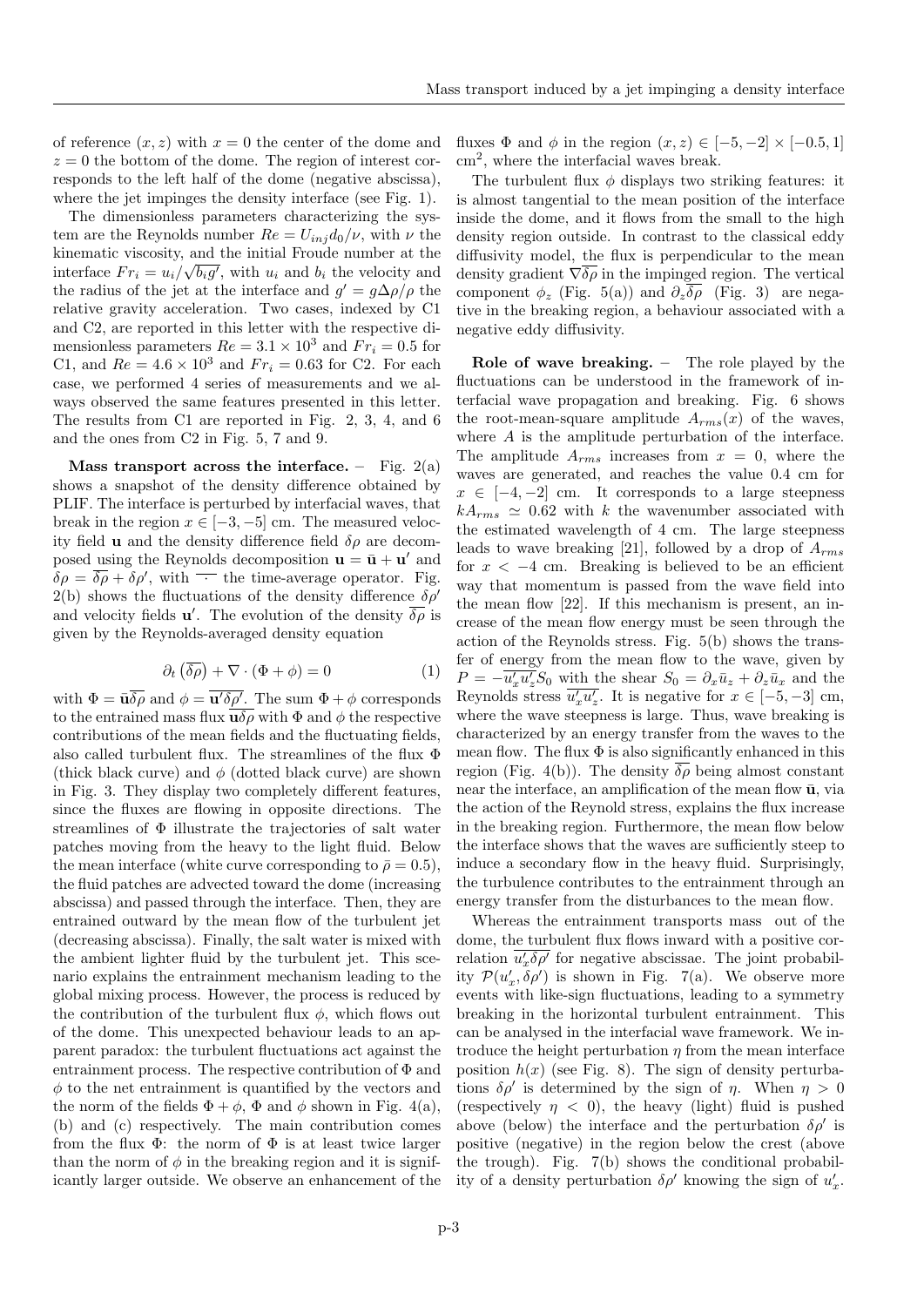of reference $(x, z)$ with $x = 0$ the center of the dome and $z = 0$ the bottom of the dome. The region of interest corresponds to the left half of the dome (negative abscissa), where the jet impinges the density interface (see Fig. 1).

The dimensionless parameters characterizing the system are the Reynolds number $Re = U_{inj}d_0/\nu$, with $\nu$ the kinematic viscosity, and the initial Froude number at the interface $Fr_i = u_i/\sqrt{b_i g'}$, with $u_i$ and $b_i$ the velocity and the radius of the jet at the interface and $g' = g\Delta\rho/\rho$ the relative gravity acceleration. Two cases, indexed by C1 and C2, are reported in this letter with the respective dimensionless parameters $Re = 3.1 \times 10^3$ and $Fr_i = 0.5$ for C1, and $Re = 4.6 \times 10^3$ and $Fr_i = 0.63$ for C2. For each case, we performed 4 series of measurements and we always observed the same features presented in this letter. The results from C1 are reported in Fig. 2, 3, 4, and 6 and the ones from C2 in Fig. 5, 7 and 9.

**Mass transport across the interface.** – Fig. 2(a) shows a snapshot of the density difference obtained by PLIF. The interface is perturbed by interfacial waves, that break in the region $x \in [-3, -5]$ cm. The measured velocity field $\mathbf{u}$ and the density difference field $\delta\rho$ are decomposed using the Reynolds decomposition $\mathbf{u} = \bar{\mathbf{u}} + \mathbf{u}'$ and $\delta\rho = \overline{\delta\rho} + \delta\rho'$, with $\overline{\cdot}$ the time-average operator. Fig. 2(b) shows the fluctuations of the density difference $\delta\rho'$ and velocity fields $\mathbf{u}'$. The evolution of the density $\overline{\delta\rho}$ is given by the Reynolds-averaged density equation

$$\partial_t \left(\overline{\delta\rho}\right) + \nabla \cdot (\Phi + \phi) = 0 \tag{1}$$

with $\Phi = \bar{\mathbf{u}}\overline{\delta\rho}$ and $\phi = \overline{\mathbf{u}'\delta\rho'}$. The sum $\Phi + \phi$ corresponds to the entrained mass flux $\overline{\mathbf{u}\delta\rho}$ with $\Phi$ and $\phi$ the respective contributions of the mean fields and the fluctuating fields, also called turbulent flux. The streamlines of the flux $\Phi$ (thick black curve) and $\phi$ (dotted black curve) are shown in Fig. 3. They display two completely different features, since the fluxes are flowing in opposite directions. The streamlines of $\Phi$ illustrate the trajectories of salt water patches moving from the heavy to the light fluid. Below the mean interface (white curve corresponding to $\bar{\rho} = 0.5$), the fluid patches are advected toward the dome (increasing abscissa) and passed through the interface. Then, they are entrained outward by the mean flow of the turbulent jet (decreasing abscissa). Finally, the salt water is mixed with the ambient lighter fluid by the turbulent jet. This scenario explains the entrainment mechanism leading to the global mixing process. However, the process is reduced by the contribution of the turbulent flux $\phi$, which flows out of the dome. This unexpected behaviour leads to an apparent paradox: the turbulent fluctuations act against the entrainment process. The respective contribution of $\Phi$ and $\phi$ to the net entrainment is quantified by the vectors and the norm of the fields $\Phi + \phi$, $\Phi$ and $\phi$ shown in Fig. 4(a), (b) and (c) respectively. The main contribution comes from the flux $\Phi$: the norm of $\Phi$ is at least twice larger than the norm of $\phi$ in the breaking region and it is significantly larger outside. We observe an enhancement of the fluxes $\Phi$ and $\phi$ in the region $(x, z) \in [-5, -2] \times [-0.5, 1]$ cm$^2$, where the interfacial waves break.

The turbulent flux $\phi$ displays two striking features: it is almost tangential to the mean position of the interface inside the dome, and it flows from the small to the high density region outside. In contrast to the classical eddy diffusivity model, the flux is perpendicular to the mean density gradient $\nabla\overline{\delta\rho}$ in the impinged region. The vertical component $\phi_z$ (Fig. 5(a)) and $\partial_z\overline{\delta\rho}$ (Fig. 3) are negative in the breaking region, a behaviour associated with a negative eddy diffusivity.

**Role of wave breaking.** – The role played by the fluctuations can be understood in the framework of interfacial wave propagation and breaking. Fig. 6 shows the root-mean-square amplitude $A_{rms}(x)$ of the waves, where $A$ is the amplitude perturbation of the interface. The amplitude $A_{rms}$ increases from $x = 0$, where the waves are generated, and reaches the value 0.4 cm for $x \in [-4, -2]$ cm. It corresponds to a large steepness $kA_{rms} \simeq 0.62$ with $k$ the wavenumber associated with the estimated wavelength of 4 cm. The large steepness leads to wave breaking [21], followed by a drop of $A_{rms}$ for $x < -4$ cm. Breaking is believed to be an efficient way that momentum is passed from the wave field into the mean flow [22]. If this mechanism is present, an increase of the mean flow energy must be seen through the action of the Reynolds stress. Fig. 5(b) shows the transfer of energy from the mean flow to the wave, given by $P = -\overline{u'_x u'_z} S_0$ with the shear $S_0 = \partial_x \bar{u}_z + \partial_z \bar{u}_x$ and the Reynolds stress $\overline{u'_x u'_z}$. It is negative for $x \in [-5, -3]$ cm, where the wave steepness is large. Thus, wave breaking is characterized by an energy transfer from the waves to the mean flow. The flux $\Phi$ is also significantly enhanced in this region (Fig. 4(b)). The density $\overline{\delta\rho}$ being almost constant near the interface, an amplification of the mean flow $\bar{\mathbf{u}}$, via the action of the Reynold stress, explains the flux increase in the breaking region. Furthermore, the mean flow below the interface shows that the waves are sufficiently steep to induce a secondary flow in the heavy fluid. Surprisingly, the turbulence contributes to the entrainment through an energy transfer from the disturbances to the mean flow.

Whereas the entrainment transports mass out of the dome, the turbulent flux flows inward with a positive correlation $\overline{u'_x \delta\rho'}$ for negative abscissae. The joint probability $\mathcal{P}(u'_x, \delta\rho')$ is shown in Fig. 7(a). We observe more events with like-sign fluctuations, leading to a symmetry breaking in the horizontal turbulent entrainment. This can be analysed in the interfacial wave framework. We introduce the height perturbation $\eta$ from the mean interface position $h(x)$ (see Fig. 8). The sign of density perturbations $\delta\rho'$ is determined by the sign of $\eta$. When $\eta > 0$ (respectively $\eta < 0$), the heavy (light) fluid is pushed above (below) the interface and the perturbation $\delta\rho'$ is positive (negative) in the region below the crest (above the trough). Fig. 7(b) shows the conditional probability of a density perturbation $\delta\rho'$ knowing the sign of $u'_x$.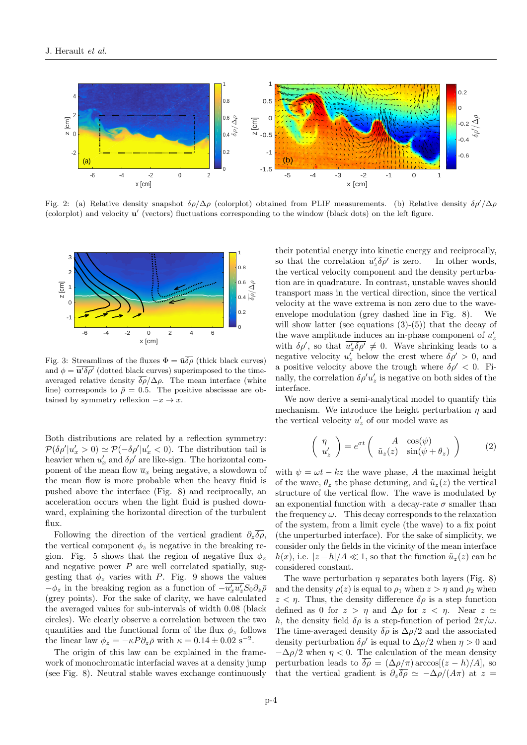Fig. 2: (a) Relative density snapshot $\delta\rho/\Delta\rho$ (colorplot) obtained from PLIF measurements. (b) Relative density $\delta\rho'/\Delta\rho$ (colorplot) and velocity $\mathbf{u}'$ (vectors) fluctuations corresponding to the window (black dots) on the left figure.

Fig. 3: Streamlines of the fluxes $\Phi = \bar{\mathbf{u}}\overline{\delta\rho}$ (thick black curves) and $\phi = \overline{\mathbf{u}'\delta\rho'}$ (dotted black curves) superimposed to the time-averaged relative density $\overline{\delta\rho}/\Delta\rho$. The mean interface (white line) corresponds to $\bar{\rho} = 0.5$. The positive abscissae are obtained by symmetry reflexion $-x \to x$.

Both distributions are related by a reflection symmetry: $\mathcal{P}(\delta\rho'|u_x' > 0) \simeq \mathcal{P}(-\delta\rho'|u_x' < 0)$. The distribution tail is heavier when $u_x'$ and $\delta\rho'$ are like-sign. The horizontal component of the mean flow $\overline{u}_x$ being negative, a slowdown of the mean flow is more probable when the heavy fluid is pushed above the interface (Fig. 8) and reciprocally, an acceleration occurs when the light fluid is pushed downward, explaining the horizontal direction of the turbulent flux.

Following the direction of the vertical gradient $\partial_z\overline{\delta\rho}$, the vertical component $\phi_z$ is negative in the breaking region. Fig. 5 shows that the region of negative flux $\phi_z$ and negative power $P$ are well correlated spatially, suggesting that $\phi_z$ varies with $P$. Fig. 9 shows the values $-\phi_z$ in the breaking region as a function of $-\overline{u_x' u_z'} S_0 \partial_z \bar{\rho}$ (grey points). For the sake of clarity, we have calculated the averaged values for sub-intervals of width 0.08 (black circles). We clearly observe a correlation between the two quantities and the functional form of the flux $\phi_z$ follows the linear law $\phi_z = -\kappa P \partial_z \bar{\rho}$ with $\kappa = 0.14 \pm 0.02$ s$^{-2}$.

The origin of this law can be explained in the framework of monochromatic interfacial waves at a density jump (see Fig. 8). Neutral stable waves exchange continuously their potential energy into kinetic energy and reciprocally, so that the correlation $\overline{u_z'\delta\rho'}$ is zero. In other words, the vertical velocity component and the density perturbation are in quadrature. In contrast, unstable waves should transport mass in the vertical direction, since the vertical velocity at the wave extrema is non zero due to the wave-envelope modulation (grey dashed line in Fig. 8). We will show latter (see equations (3)-(5)) that the decay of the wave amplitude induces an in-phase component of $u_z'$ with $\delta\rho'$, so that $\overline{u_z'\delta\rho'} \neq 0$. Wave shrinking leads to a negative velocity $u_z'$ below the crest where $\delta\rho' > 0$, and a positive velocity above the trough where $\delta\rho' < 0$. Finally, the correlation $\delta\rho' u_z'$ is negative on both sides of the interface.

We now derive a semi-analytical model to quantify this mechanism. We introduce the height perturbation $\eta$ and the vertical velocity $u_z'$ of our model wave as

$$\begin{pmatrix} \eta \\ u_z' \end{pmatrix} = e^{\sigma t} \begin{pmatrix} A & \cos(\psi) \\ \tilde{u}_z(z) & \sin(\psi + \theta_z) \end{pmatrix} \tag{2}$$

with $\psi = \omega t - kz$ the wave phase, $A$ the maximal height of the wave, $\theta_z$ the phase detuning, and $\tilde{u}_z(z)$ the vertical structure of the vertical flow. The wave is modulated by an exponential function with a decay-rate $\sigma$ smaller than the frequency $\omega$. This decay corresponds to the relaxation of the system, from a limit cycle (the wave) to a fix point (the unperturbed interface). For the sake of simplicity, we consider only the fields in the vicinity of the mean interface $h(x)$, i.e. $|z-h|/A \ll 1$, so that the function $\tilde{u}_z(z)$ can be considered constant.

The wave perturbation $\eta$ separates both layers (Fig. 8) and the density $\rho(z)$ is equal to $\rho_1$ when $z > \eta$ and $\rho_2$ when $z < \eta$. Thus, the density difference $\delta\rho$ is a step function defined as 0 for $z > \eta$ and $\Delta\rho$ for $z < \eta$. Near $z \simeq h$, the density field $\delta\rho$ is a step-function of period $2\pi/\omega$. The time-averaged density $\overline{\delta\rho}$ is $\Delta\rho/2$ and the associated density perturbation $\delta\rho'$ is equal to $\Delta\rho/2$ when $\eta > 0$ and $-\Delta\rho/2$ when $\eta < 0$. The calculation of the mean density perturbation leads to $\overline{\delta\rho} = (\Delta\rho/\pi)\arccos[(z-h)/A]$, so that the vertical gradient is $\partial_z\overline{\delta\rho} \simeq -\Delta\rho/(A\pi)$ at $z =$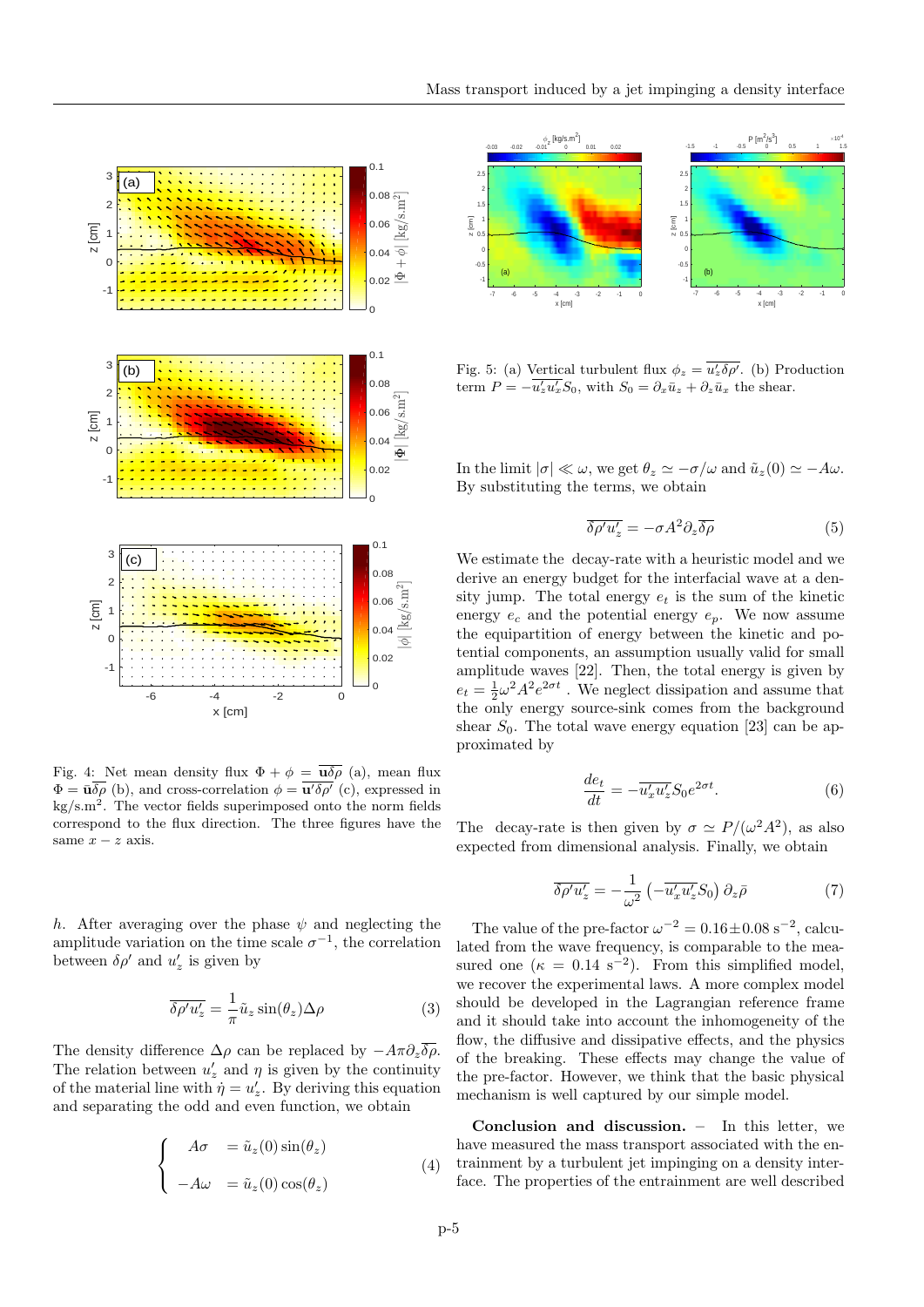Fig. 4: Net mean density flux $\Phi + \phi = \overline{\mathbf{u}\delta\rho}$ (a), mean flux $\Phi = \bar{\mathbf{u}}\overline{\delta\rho}$ (b), and cross-correlation $\phi = \overline{\mathbf{u}'\delta\rho'}$ (c), expressed in kg/s.m$^2$. The vector fields superimposed onto the norm fields correspond to the flux direction. The three figures have the same $x - z$ axis.

$h$. After averaging over the phase $\psi$ and neglecting the amplitude variation on the time scale $\sigma^{-1}$, the correlation between $\delta\rho'$ and $u'_z$ is given by

$$\overline{\delta\rho' u'_z} = \frac{1}{\pi}\tilde{u}_z \sin(\theta_z)\Delta\rho \tag{3}$$

The density difference $\Delta\rho$ can be replaced by $-A\pi\partial_z\overline{\delta\rho}$. The relation between $u'_z$ and $\eta$ is given by the continuity of the material line with $\dot{\eta} = u'_z$. By deriving this equation and separating the odd and even function, we obtain

$$\begin{cases} A\sigma &= \tilde{u}_z(0)\sin(\theta_z) \\ -A\omega &= \tilde{u}_z(0)\cos(\theta_z) \end{cases} \tag{4}$$

Fig. 5: (a) Vertical turbulent flux $\phi_z = \overline{u'_z\delta\rho'}$. (b) Production term $P = -\overline{u'_x u'_z}S_0$, with $S_0 = \partial_x\bar{u}_z + \partial_z\bar{u}_x$ the shear.

In the limit $|\sigma| \ll \omega$, we get $\theta_z \simeq -\sigma/\omega$ and $\tilde{u}_z(0) \simeq -A\omega$. By substituting the terms, we obtain

$$\overline{\delta\rho' u'_z} = -\sigma A^2 \partial_z\overline{\delta\rho} \tag{5}$$

We estimate the decay-rate with a heuristic model and we derive an energy budget for the interfacial wave at a density jump. The total energy $e_t$ is the sum of the kinetic energy $e_c$ and the potential energy $e_p$. We now assume the equipartition of energy between the kinetic and potential components, an assumption usually valid for small amplitude waves [22]. Then, the total energy is given by $e_t = \frac{1}{2}\omega^2 A^2 e^{2\sigma t}$ . We neglect dissipation and assume that the only energy source-sink comes from the background shear $S_0$. The total wave energy equation [23] can be approximated by

$$\frac{de_t}{dt} = -\overline{u'_x u'_z}S_0 e^{2\sigma t}. \tag{6}$$

The decay-rate is then given by $\sigma \simeq P/(\omega^2 A^2)$, as also expected from dimensional analysis. Finally, we obtain

$$\overline{\delta\rho' u'_z} = -\frac{1}{\omega^2}\left(-\overline{u'_x u'_z}S_0\right)\partial_z\bar{\rho} \tag{7}$$

The value of the pre-factor $\omega^{-2} = 0.16 \pm 0.08$ s$^{-2}$, calculated from the wave frequency, is comparable to the measured one ($\kappa = 0.14$ s$^{-2}$). From this simplified model, we recover the experimental laws. A more complex model should be developed in the Lagrangian reference frame and it should take into account the inhomogeneity of the flow, the diffusive and dissipative effects, and the physics of the breaking. These effects may change the value of the pre-factor. However, we think that the basic physical mechanism is well captured by our simple model.

**Conclusion and discussion.** – In this letter, we have measured the mass transport associated with the entrainment by a turbulent jet impinging on a density interface. The properties of the entrainment are well described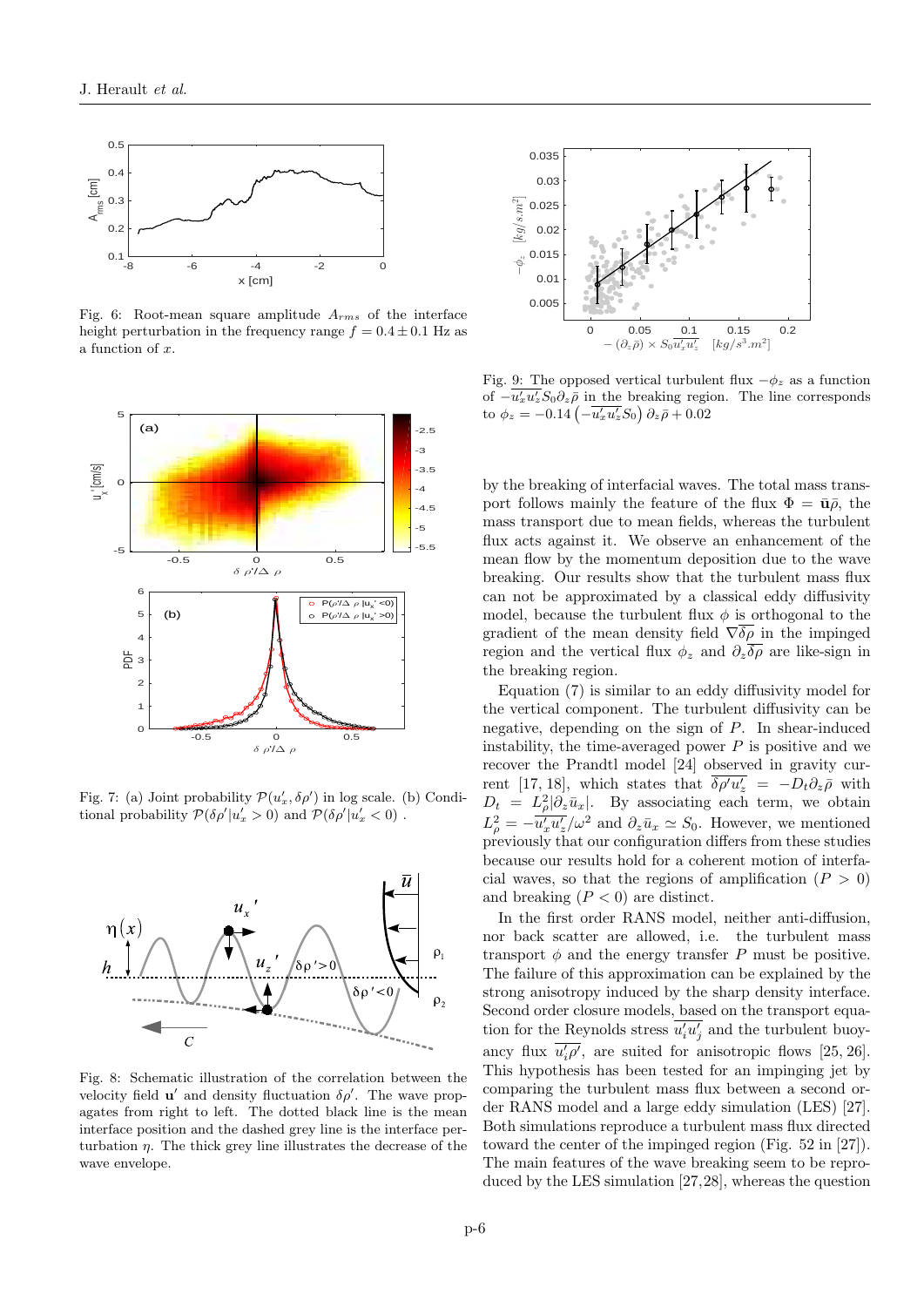Fig. 6: Root-mean square amplitude $A_{rms}$ of the interface height perturbation in the frequency range $f = 0.4 \pm 0.1$ Hz as a function of $x$.

Fig. 7: (a) Joint probability $\mathcal{P}(u'_x, \delta\rho')$ in log scale. (b) Conditional probability $\mathcal{P}(\delta\rho'|u'_x > 0)$ and $\mathcal{P}(\delta\rho'|u'_x < 0)$ .

Fig. 8: Schematic illustration of the correlation between the velocity field $\mathbf{u}'$ and density fluctuation $\delta\rho'$. The wave propagates from right to left. The dotted black line is the mean interface position and the dashed grey line is the interface perturbation $\eta$. The thick grey line illustrates the decrease of the wave envelope.

Fig. 9: The opposed vertical turbulent flux $-\phi_z$ as a function of $-\overline{u'_x u'_z} S_0 \partial_z \bar{\rho}$ in the breaking region. The line corresponds to $\phi_z = -0.14 \left(-\overline{u'_x u'_z} S_0\right) \partial_z \bar{\rho} + 0.02$

by the breaking of interfacial waves. The total mass transport follows mainly the feature of the flux $\Phi = \bar{\mathbf{u}}\bar{\rho}$, the mass transport due to mean fields, whereas the turbulent flux acts against it. We observe an enhancement of the mean flow by the momentum deposition due to the wave breaking. Our results show that the turbulent mass flux can not be approximated by a classical eddy diffusivity model, because the turbulent flux $\phi$ is orthogonal to the gradient of the mean density field $\nabla\overline{\delta\rho}$ in the impinged region and the vertical flux $\phi_z$ and $\partial_z\overline{\delta\rho}$ are like-sign in the breaking region.

Equation (7) is similar to an eddy diffusivity model for the vertical component. The turbulent diffusivity can be negative, depending on the sign of $P$. In shear-induced instability, the time-averaged power $P$ is positive and we recover the Prandtl model [24] observed in gravity current [17, 18], which states that $\overline{\delta\rho' u'_z} = -D_t \partial_z \bar{\rho}$ with $D_t = L_\rho^2 |\partial_z \bar{u}_x|$. By associating each term, we obtain $L_\rho^2 = -\overline{u'_x u'_z}/\omega^2$ and $\partial_z \bar{u}_x \simeq S_0$. However, we mentioned previously that our configuration differs from these studies because our results hold for a coherent motion of interfacial waves, so that the regions of amplification ($P > 0$) and breaking ($P < 0$) are distinct.

In the first order RANS model, neither anti-diffusion, nor back scatter are allowed, i.e. the turbulent mass transport $\phi$ and the energy transfer $P$ must be positive. The failure of this approximation can be explained by the strong anisotropy induced by the sharp density interface. Second order closure models, based on the transport equation for the Reynolds stress $\overline{u'_i u'_j}$ and the turbulent buoyancy flux $\overline{u'_i \rho'}$, are suited for anisotropic flows [25, 26]. This hypothesis has been tested for an impinging jet by comparing the turbulent mass flux between a second order RANS model and a large eddy simulation (LES) [27]. Both simulations reproduce a turbulent mass flux directed toward the center of the impinged region (Fig. 52 in [27]). The main features of the wave breaking seem to be reproduced by the LES simulation [27,28], whereas the question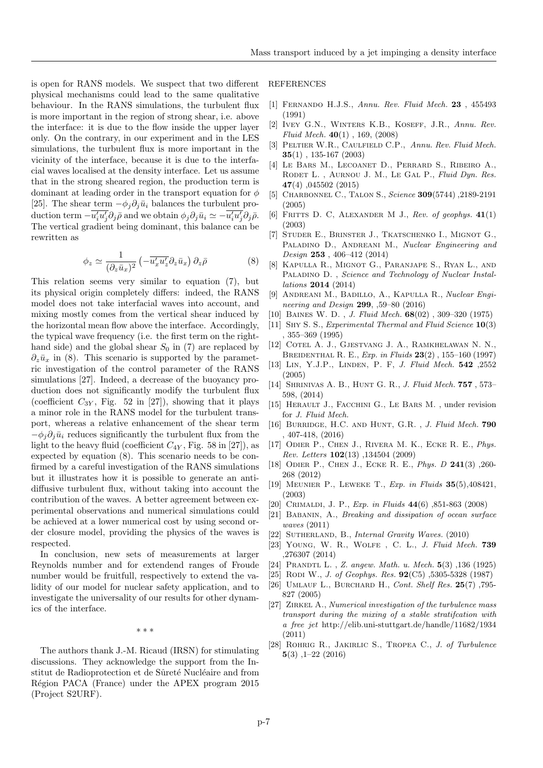is open for RANS models. We suspect that two different physical mechanisms could lead to the same qualitative behaviour. In the RANS simulations, the turbulent flux is more important in the region of strong shear, i.e. above the interface: it is due to the flow inside the upper layer only. On the contrary, in our experiment and in the LES simulations, the turbulent flux is more important in the vicinity of the interface, because it is due to the interfacial waves localised at the density interface. Let us assume that in the strong sheared region, the production term is dominant at leading order in the transport equation for $\phi$ [25]. The shear term $-\phi_j \partial_j \bar{u}_i$ balances the turbulent production term $-\overline{u_i' u_j'} \partial_j \bar{\rho}$ and we obtain $\phi_j \partial_j \bar{u}_i \simeq -\overline{u_i' u_j'} \partial_j \bar{\rho}$. The vertical gradient being dominant, this balance can be rewritten as

$$\phi_z \simeq \frac{1}{(\partial_z \bar{u}_x)^2} \left( -\overline{u_x' u_z'} \partial_z \bar{u}_x \right) \partial_z \bar{\rho} \tag{8}$$

This relation seems very similar to equation (7), but its physical origin completely differs: indeed, the RANS model does not take interfacial waves into account, and mixing mostly comes from the vertical shear induced by the horizontal mean flow above the interface. Accordingly, the typical wave frequency (i.e. the first term on the right-hand side) and the global shear $S_0$ in (7) are replaced by $\partial_z \bar{u}_x$ in (8). This scenario is supported by the parametric investigation of the control parameter of the RANS simulations [27]. Indeed, a decrease of the buoyancy production does not significantly modify the turbulent flux (coefficient $C_{3Y}$, Fig. 52 in [27]), showing that it plays a minor role in the RANS model for the turbulent transport, whereas a relative enhancement of the shear term $-\phi_j \partial_j \bar{u}_i$ reduces significantly the turbulent flux from the light to the heavy fluid (coefficient $C_{4Y}$, Fig. 58 in [27]), as expected by equation (8). This scenario needs to be confirmed by a careful investigation of the RANS simulations but it illustrates how it is possible to generate an anti-diffusive turbulent flux, without taking into account the contribution of the waves. A better agreement between experimental observations and numerical simulations could be achieved at a lower numerical cost by using second order closure model, providing the physics of the waves is respected.

In conclusion, new sets of measurements at larger Reynolds number and for extendend ranges of Froude number would be fruitfull, respectively to extend the validity of our model for nuclear safety application, and to investigate the universality of our results for other dynamics of the interface.

\* \* \*

The authors thank J.-M. Ricaud (IRSN) for stimulating discussions. They acknowledge the support from the Institut de Radioprotection et de Sûreté Nucléaire and from Région PACA (France) under the APEX program 2015 (Project S2URF).

REFERENCES

[1] Fernando H.J.S., *Annu. Rev. Fluid Mech.* **23** , 455493 (1991)

[2] Ivey G.N., Winters K.B., Koseff, J.R., *Annu. Rev. Fluid Mech.* **40**(1) , 169, (2008)

[3] Peltier W.R., Caulfield C.P., *Annu. Rev. Fluid Mech.* **35**(1) , 135-167 (2003)

[4] Le Bars M., Lecoanet D., Perrard S., Ribeiro A., Rodet L. , Aurnou J. M., Le Gal P., *Fluid Dyn. Res.* **47**(4) ,045502 (2015)

[5] Charbonnel C., Talon S., *Science* **309**(5744) ,2189-2191 (2005)

[6] Fritts D. C, Alexander M J., *Rev. of geophys.* **41**(1) (2003)

[7] Studer E., Brinster J., Tkatschenko I., Mignot G., Paladino D., Andreani M., *Nuclear Engineering and Design* **253** , 406–412 (2014)

[8] Kapulla R., Mignot G., Paranjape S., Ryan L., and Paladino D. , *Science and Technology of Nuclear Installations* **2014** (2014)

[9] Andreani M., Badillo, A., Kapulla R., *Nuclear Engineering and Design* **299**, ,59–80 (2016)

[10] Baines W. D. , *J. Fluid Mech.* **68**(02) , 309–320 (1975)

[11] Shy S. S., *Experimental Thermal and Fluid Science* **10**(3) , 355–369 (1995)

[12] Cotel A. J., Gjestvang J. A., Ramkhelawan N. N., Breidenthal R. E., *Exp. in Fluids* **23**(2) , 155–160 (1997)

[13] Lin, Y.J.P., Linden, P. F, *J. Fluid Mech.* **542** ,2552 (2005)

[14] Shrinivas A. B., Hunt G. R., *J. Fluid Mech.* **757** , 573–598, (2014)

[15] Herault J., Facchini G., Le Bars M. , under revision for *J. Fluid Mech.*

[16] Burridge, H.C. and Hunt, G.R. , *J. Fluid Mech.* **790** , 407-418, (2016)

[17] Odier P., Chen J., Rivera M. K., Ecke R. E., *Phys. Rev. Letters* **102**(13) ,134504 (2009)

[18] Odier P., Chen J., Ecke R. E., *Phys. D* **241**(3) ,260-268 (2012)

[19] Meunier P., Leweke T., *Exp. in Fluids* **35**(5),408421, (2003)

[20] Crimaldi, J. P., *Exp. in Fluids* **44**(6) ,851-863 (2008)

[21] Babanin, A., *Breaking and dissipation of ocean surface waves* (2011)

[22] Sutherland, B., *Internal Gravity Waves.* (2010)

[23] Young, W. R., Wolfe , C. L., *J. Fluid Mech.* **739** ,276307 (2014)

[24] Prandtl L. , *Z. angew. Math. u. Mech.* **5**(3) ,136 (1925)

[25] Rodi W., *J. of Geophys. Res.* **92**(C5) ,5305-5328 (1987)

[26] Umlauf L., Burchard H., *Cont. Shelf Res.* **25**(7) ,795-827 (2005)

[27] Zirkel A., *Numerical investigation of the turbulence mass transport during the mixing of a stable stratifcation with a free jet* http://elib.uni-stuttgart.de/handle/11682/1934 (2011)

[28] Rohrig R., Jakirlic S., Tropea C., *J. of Turbulence* **5**(3) ,1–22 (2016)